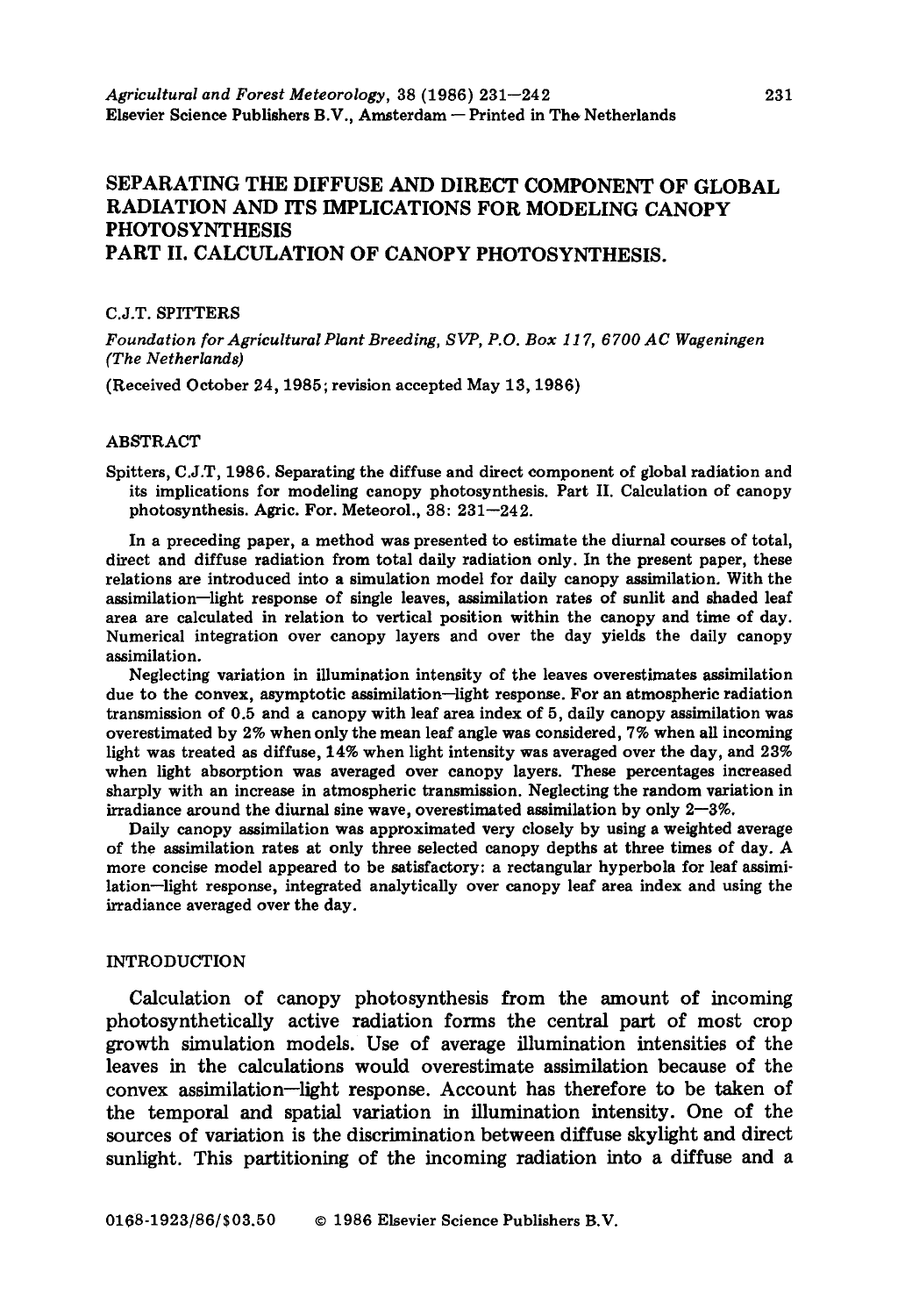# SEPARATING THE DIFFUSE AND DIRECT COMPONENT OF GLOBAL RADIATION AND ITS IMPLICATIONS FOR MODELING CANOPY PHOTOSYNTHESIS
# PART II. CALCULATION OF CANOPY PHOTOSYNTHESIS.

C.J.T. SPITTERS

*Foundation for Agricultural Plant Breeding, SVP, P.O. Box 117, 6700 AC Wageningen (The Netherlands)*

(Received October 24, 1985; revision accepted May 13, 1986)

## ABSTRACT

Spitters, C.J.T, 1986. Separating the diffuse and direct component of global radiation and its implications for modeling canopy photosynthesis. Part II. Calculation of canopy photosynthesis. Agric. For. Meteorol., 38: 231–242.

In a preceding paper, a method was presented to estimate the diurnal courses of total, direct and diffuse radiation from total daily radiation only. In the present paper, these relations are introduced into a simulation model for daily canopy assimilation. With the assimilation—light response of single leaves, assimilation rates of sunlit and shaded leaf area are calculated in relation to vertical position within the canopy and time of day. Numerical integration over canopy layers and over the day yields the daily canopy assimilation.

Neglecting variation in illumination intensity of the leaves overestimates assimilation due to the convex, asymptotic assimilation—light response. For an atmospheric radiation transmission of 0.5 and a canopy with leaf area index of 5, daily canopy assimilation was overestimated by 2% when only the mean leaf angle was considered, 7% when all incoming light was treated as diffuse, 14% when light intensity was averaged over the day, and 23% when light absorption was averaged over canopy layers. These percentages increased sharply with an increase in atmospheric transmission. Neglecting the random variation in irradiance around the diurnal sine wave, overestimated assimilation by only 2–3%.

Daily canopy assimilation was approximated very closely by using a weighted average of the assimilation rates at only three selected canopy depths at three times of day. A more concise model appeared to be satisfactory: a rectangular hyperbola for leaf assimilation—light response, integrated analytically over canopy leaf area index and using the irradiance averaged over the day.

## INTRODUCTION

Calculation of canopy photosynthesis from the amount of incoming photosynthetically active radiation forms the central part of most crop growth simulation models. Use of average illumination intensities of the leaves in the calculations would overestimate assimilation because of the convex assimilation—light response. Account has therefore to be taken of the temporal and spatial variation in illumination intensity. One of the sources of variation is the discrimination between diffuse skylight and direct sunlight. This partitioning of the incoming radiation into a diffuse and a

0168-1923/86/$03.50 © 1986 Elsevier Science Publishers B.V.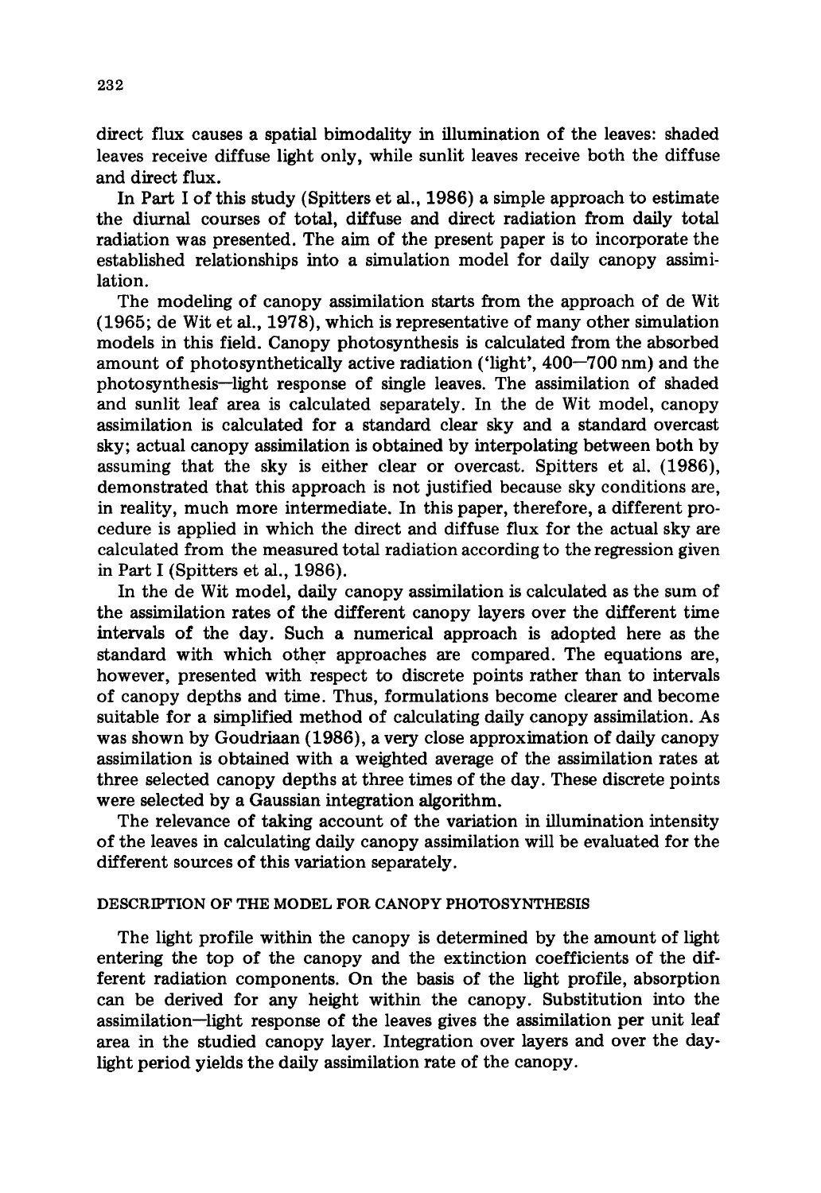direct flux causes a spatial bimodality in illumination of the leaves: shaded leaves receive diffuse light only, while sunlit leaves receive both the diffuse and direct flux.

In Part I of this study (Spitters et al., 1986) a simple approach to estimate the diurnal courses of total, diffuse and direct radiation from daily total radiation was presented. The aim of the present paper is to incorporate the established relationships into a simulation model for daily canopy assimilation.

The modeling of canopy assimilation starts from the approach of de Wit (1965; de Wit et al., 1978), which is representative of many other simulation models in this field. Canopy photosynthesis is calculated from the absorbed amount of photosynthetically active radiation ('light', 400—700 nm) and the photosynthesis—light response of single leaves. The assimilation of shaded and sunlit leaf area is calculated separately. In the de Wit model, canopy assimilation is calculated for a standard clear sky and a standard overcast sky; actual canopy assimilation is obtained by interpolating between both by assuming that the sky is either clear or overcast. Spitters et al. (1986), demonstrated that this approach is not justified because sky conditions are, in reality, much more intermediate. In this paper, therefore, a different procedure is applied in which the direct and diffuse flux for the actual sky are calculated from the measured total radiation according to the regression given in Part I (Spitters et al., 1986).

In the de Wit model, daily canopy assimilation is calculated as the sum of the assimilation rates of the different canopy layers over the different time intervals of the day. Such a numerical approach is adopted here as the standard with which other approaches are compared. The equations are, however, presented with respect to discrete points rather than to intervals of canopy depths and time. Thus, formulations become clearer and become suitable for a simplified method of calculating daily canopy assimilation. As was shown by Goudriaan (1986), a very close approximation of daily canopy assimilation is obtained with a weighted average of the assimilation rates at three selected canopy depths at three times of the day. These discrete points were selected by a Gaussian integration algorithm.

The relevance of taking account of the variation in illumination intensity of the leaves in calculating daily canopy assimilation will be evaluated for the different sources of this variation separately.

## DESCRIPTION OF THE MODEL FOR CANOPY PHOTOSYNTHESIS

The light profile within the canopy is determined by the amount of light entering the top of the canopy and the extinction coefficients of the different radiation components. On the basis of the light profile, absorption can be derived for any height within the canopy. Substitution into the assimilation—light response of the leaves gives the assimilation per unit leaf area in the studied canopy layer. Integration over layers and over the daylight period yields the daily assimilation rate of the canopy.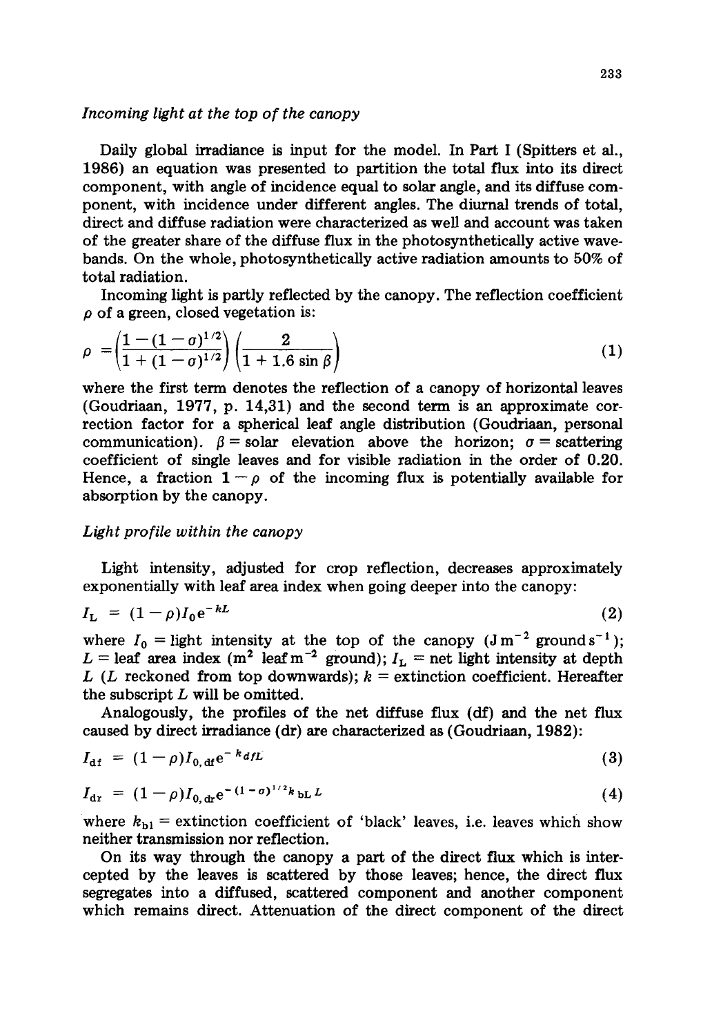*Incoming light at the top of the canopy*

Daily global irradiance is input for the model. In Part I (Spitters et al., 1986) an equation was presented to partition the total flux into its direct component, with angle of incidence equal to solar angle, and its diffuse component, with incidence under different angles. The diurnal trends of total, direct and diffuse radiation were characterized as well and account was taken of the greater share of the diffuse flux in the photosynthetically active wavebands. On the whole, photosynthetically active radiation amounts to 50% of total radiation.

Incoming light is partly reflected by the canopy. The reflection coefficient $\rho$ of a green, closed vegetation is:

$$\rho = \left(\frac{1-(1-\sigma)^{1/2}}{1+(1-\sigma)^{1/2}}\right)\left(\frac{2}{1+1.6\sin\beta}\right) \tag{1}$$

where the first term denotes the reflection of a canopy of horizontal leaves (Goudriaan, 1977, p. 14,31) and the second term is an approximate correction factor for a spherical leaf angle distribution (Goudriaan, personal communication). $\beta$ = solar elevation above the horizon; $\sigma$ = scattering coefficient of single leaves and for visible radiation in the order of 0.20. Hence, a fraction $1-\rho$ of the incoming flux is potentially available for absorption by the canopy.

*Light profile within the canopy*

Light intensity, adjusted for crop reflection, decreases approximately exponentially with leaf area index when going deeper into the canopy:

$$I_L = (1-\rho)I_0 e^{-kL} \tag{2}$$

where $I_0$ = light intensity at the top of the canopy ($\mathrm{J\,m^{-2}\,ground\,s^{-1}}$); $L$ = leaf area index ($\mathrm{m^2}$ leaf $\mathrm{m^{-2}}$ ground); $I_L$ = net light intensity at depth $L$ ($L$ reckoned from top downwards); $k$ = extinction coefficient. Hereafter the subscript $L$ will be omitted.

Analogously, the profiles of the net diffuse flux (df) and the net flux caused by direct irradiance (dr) are characterized as (Goudriaan, 1982):

$$I_{df} = (1-\rho)I_{0,df} e^{-k_{df}L} \tag{3}$$

$$I_{dr} = (1-\rho)I_{0,dr} e^{-(1-\sigma)^{1/2}k_{bL}L} \tag{4}$$

where $k_{bl}$ = extinction coefficient of 'black' leaves, i.e. leaves which show neither transmission nor reflection.

On its way through the canopy a part of the direct flux which is intercepted by the leaves is scattered by those leaves; hence, the direct flux segregates into a diffused, scattered component and another component which remains direct. Attenuation of the direct component of the direct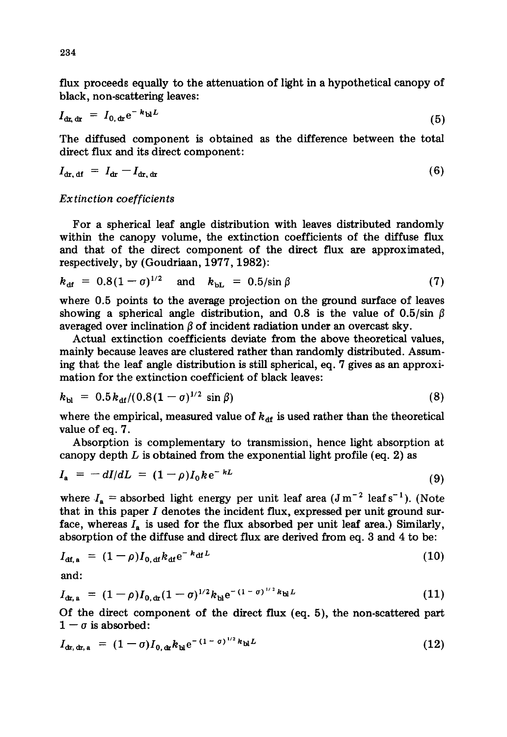flux proceeds equally to the attenuation of light in a hypothetical canopy of black, non-scattering leaves:

$$I_{dr,dr} = I_{0,dr}e^{-k_{bl}L} \tag{5}$$

The diffused component is obtained as the difference between the total direct flux and its direct component:

$$I_{dr,df} = I_{dr} - I_{dr,dr} \tag{6}$$

*Extinction coefficients*

For a spherical leaf angle distribution with leaves distributed randomly within the canopy volume, the extinction coefficients of the diffuse flux and that of the direct component of the direct flux are approximated, respectively, by (Goudriaan, 1977, 1982):

$$k_{df} = 0.8(1-\sigma)^{1/2} \quad \text{and} \quad k_{bL} = 0.5/\sin\beta \tag{7}$$

where 0.5 points to the average projection on the ground surface of leaves showing a spherical angle distribution, and 0.8 is the value of $0.5/\sin\beta$ averaged over inclination $\beta$ of incident radiation under an overcast sky.

Actual extinction coefficients deviate from the above theoretical values, mainly because leaves are clustered rather than randomly distributed. Assuming that the leaf angle distribution is still spherical, eq. 7 gives as an approximation for the extinction coefficient of black leaves:

$$k_{bl} = 0.5k_{df}/(0.8(1-\sigma)^{1/2}\sin\beta) \tag{8}$$

where the empirical, measured value of $k_{df}$ is used rather than the theoretical value of eq. 7.

Absorption is complementary to transmission, hence light absorption at canopy depth $L$ is obtained from the exponential light profile (eq. 2) as

$$I_a = -dI/dL = (1-\rho)I_0ke^{-kL} \tag{9}$$

where $I_a$ = absorbed light energy per unit leaf area (J $m^{-2}$ leaf $s^{-1}$). (Note that in this paper $I$ denotes the incident flux, expressed per unit ground surface, whereas $I_a$ is used for the flux absorbed per unit leaf area.) Similarly, absorption of the diffuse and direct flux are derived from eq. 3 and 4 to be:

$$I_{df,a} = (1-\rho)I_{0,df}k_{df}e^{-k_{df}L} \tag{10}$$

and:

$$I_{dr,a} = (1-\rho)I_{0,dr}(1-\sigma)^{1/2}k_{bl}e^{-(1-\sigma)^{1/2}k_{bl}L} \tag{11}$$

Of the direct component of the direct flux (eq. 5), the non-scattered part $1-\sigma$ is absorbed:

$$I_{dr,dr,a} = (1-\sigma)I_{0,dr}k_{bl}e^{-(1-\sigma)^{1/2}k_{bl}L} \tag{12}$$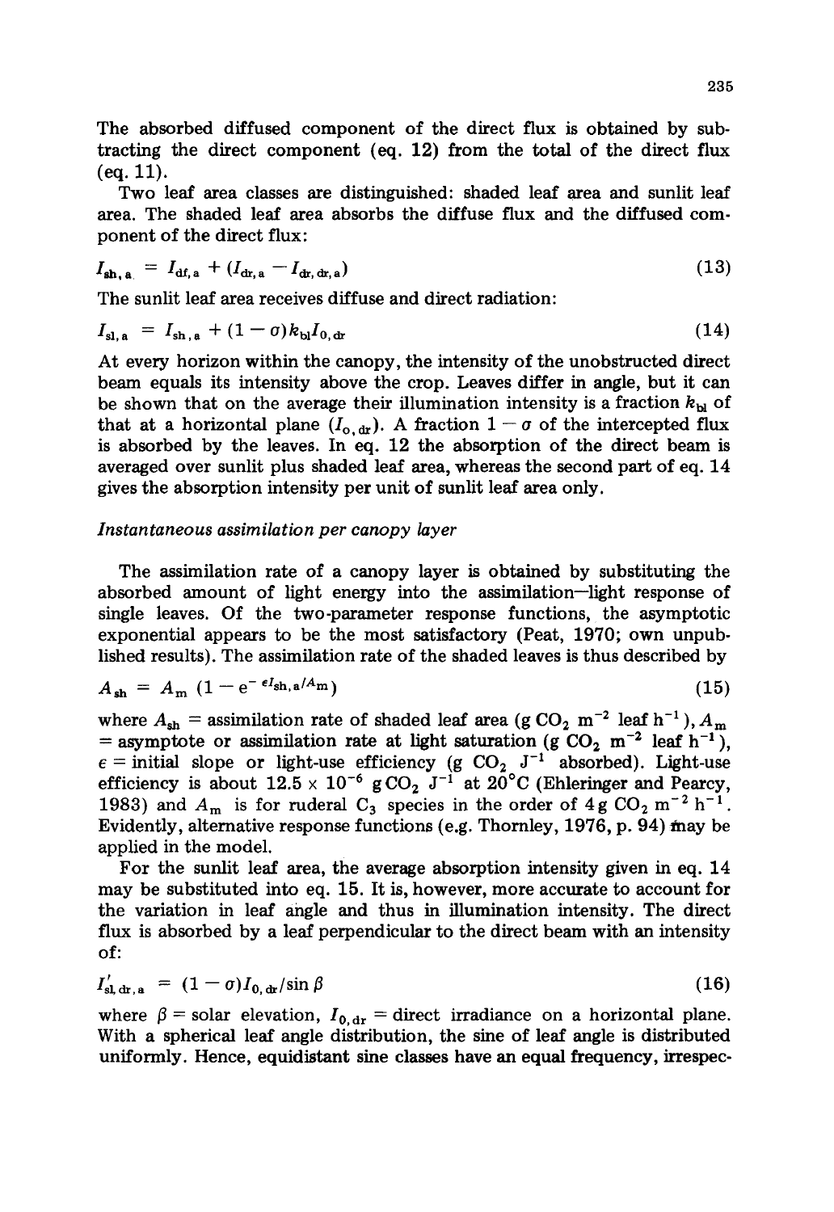The absorbed diffused component of the direct flux is obtained by subtracting the direct component (eq. 12) from the total of the direct flux (eq. 11).

Two leaf area classes are distinguished: shaded leaf area and sunlit leaf area. The shaded leaf area absorbs the diffuse flux and the diffused component of the direct flux:

$$I_{sh,a} = I_{df,a} + (I_{dr,a} - I_{dr,dr,a}) \tag{13}$$

The sunlit leaf area receives diffuse and direct radiation:

$$I_{sl,a} = I_{sh,a} + (1 - \sigma) k_{bl} I_{0,dr} \tag{14}$$

At every horizon within the canopy, the intensity of the unobstructed direct beam equals its intensity above the crop. Leaves differ in angle, but it can be shown that on the average their illumination intensity is a fraction $k_{bl}$ of that at a horizontal plane ($I_{0,dr}$). A fraction $1 - \sigma$ of the intercepted flux is absorbed by the leaves. In eq. 12 the absorption of the direct beam is averaged over sunlit plus shaded leaf area, whereas the second part of eq. 14 gives the absorption intensity per unit of sunlit leaf area only.

*Instantaneous assimilation per canopy layer*

The assimilation rate of a canopy layer is obtained by substituting the absorbed amount of light energy into the assimilation—light response of single leaves. Of the two-parameter response functions, the asymptotic exponential appears to be the most satisfactory (Peat, 1970; own unpublished results). The assimilation rate of the shaded leaves is thus described by

$$A_{sh} = A_m \left(1 - e^{-\epsilon I_{sh,a}/A_m}\right) \tag{15}$$

where $A_{sh}$ = assimilation rate of shaded leaf area (g $CO_2$ $m^{-2}$ leaf $h^{-1}$), $A_m$ = asymptote or assimilation rate at light saturation (g $CO_2$ $m^{-2}$ leaf $h^{-1}$), $\epsilon$ = initial slope or light-use efficiency (g $CO_2$ $J^{-1}$ absorbed). Light-use efficiency is about $12.5 \times 10^{-6}$ g $CO_2$ $J^{-1}$ at 20°C (Ehleringer and Pearcy, 1983) and $A_m$ is for ruderal $C_3$ species in the order of 4 g $CO_2$ $m^{-2}$ $h^{-1}$. Evidently, alternative response functions (e.g. Thornley, 1976, p. 94) may be applied in the model.

For the sunlit leaf area, the average absorption intensity given in eq. 14 may be substituted into eq. 15. It is, however, more accurate to account for the variation in leaf angle and thus in illumination intensity. The direct flux is absorbed by a leaf perpendicular to the direct beam with an intensity of:

$$I'_{sl,dr,a} = (1 - \sigma) I_{0,dr} / \sin \beta \tag{16}$$

where $\beta$ = solar elevation, $I_{0,dr}$ = direct irradiance on a horizontal plane. With a spherical leaf angle distribution, the sine of leaf angle is distributed uniformly. Hence, equidistant sine classes have an equal frequency, irrespec-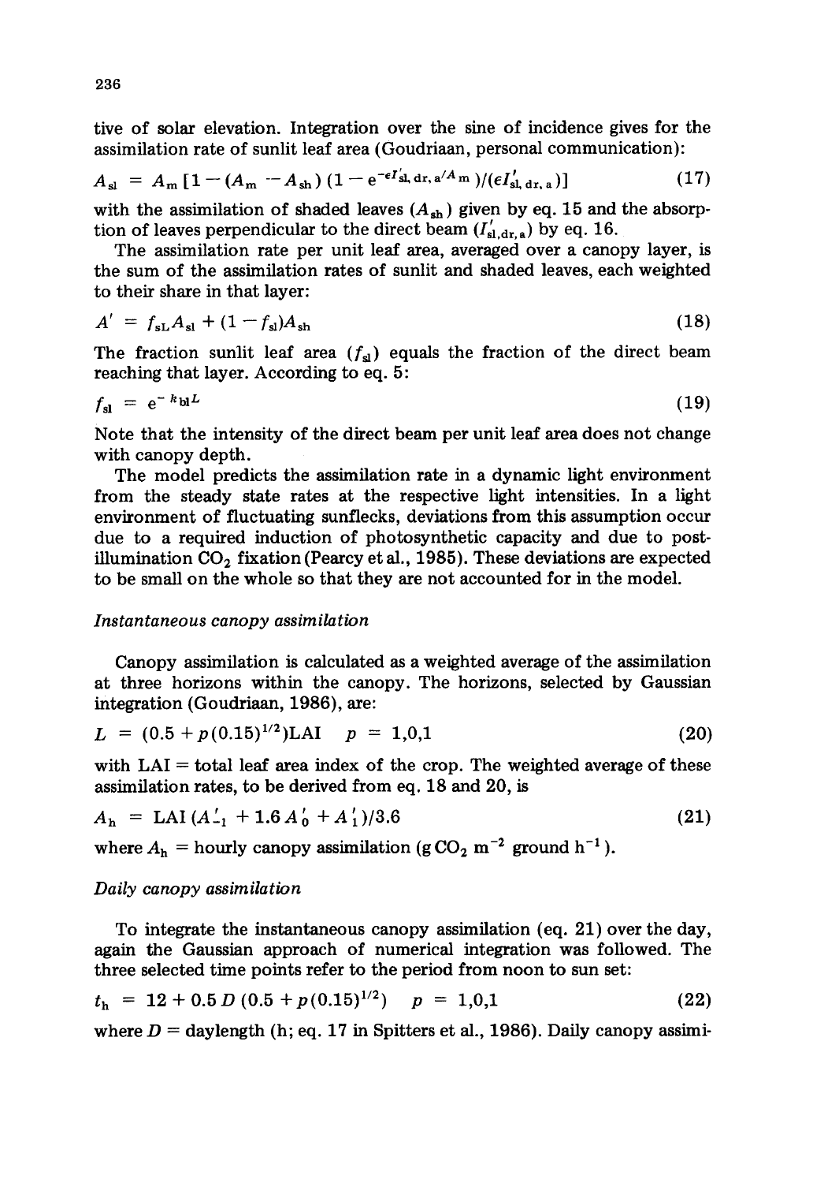tive of solar elevation. Integration over the sine of incidence gives for the assimilation rate of sunlit leaf area (Goudriaan, personal communication):

$$A_{sl} = A_m [1 - (A_m - A_{sh})(1 - e^{-\epsilon I'_{sl,dr,a}/A_m})/(\epsilon I'_{sl,dr,a})] \tag{17}$$

with the assimilation of shaded leaves ($A_{sh}$) given by eq. 15 and the absorption of leaves perpendicular to the direct beam ($I'_{sl,dr,a}$) by eq. 16.

The assimilation rate per unit leaf area, averaged over a canopy layer, is the sum of the assimilation rates of sunlit and shaded leaves, each weighted to their share in that layer:

$$A' = f_{sL} A_{sl} + (1 - f_{sl}) A_{sh} \tag{18}$$

The fraction sunlit leaf area ($f_{sl}$) equals the fraction of the direct beam reaching that layer. According to eq. 5:

$$f_{sl} = e^{-k_{bl} L} \tag{19}$$

Note that the intensity of the direct beam per unit leaf area does not change with canopy depth.

The model predicts the assimilation rate in a dynamic light environment from the steady state rates at the respective light intensities. In a light environment of fluctuating sunflecks, deviations from this assumption occur due to a required induction of photosynthetic capacity and due to post-illumination $CO_2$ fixation (Pearcy et al., 1985). These deviations are expected to be small on the whole so that they are not accounted for in the model.

*Instantaneous canopy assimilation*

Canopy assimilation is calculated as a weighted average of the assimilation at three horizons within the canopy. The horizons, selected by Gaussian integration (Goudriaan, 1986), are:

$$L = (0.5 + p(0.15)^{1/2})\text{LAI} \quad p = 1,0,1 \tag{20}$$

with LAI = total leaf area index of the crop. The weighted average of these assimilation rates, to be derived from eq. 18 and 20, is

$$A_h = \text{LAI}\,(A'_{-1} + 1.6 A'_0 + A'_1)/3.6 \tag{21}$$

where $A_h$ = hourly canopy assimilation (g $CO_2$ $m^{-2}$ ground $h^{-1}$).

*Daily canopy assimilation*

To integrate the instantaneous canopy assimilation (eq. 21) over the day, again the Gaussian approach of numerical integration was followed. The three selected time points refer to the period from noon to sun set:

$$t_h = 12 + 0.5\,D\,(0.5 + p(0.15)^{1/2}) \quad p = 1,0,1 \tag{22}$$

where $D$ = daylength (h; eq. 17 in Spitters et al., 1986). Daily canopy assimi-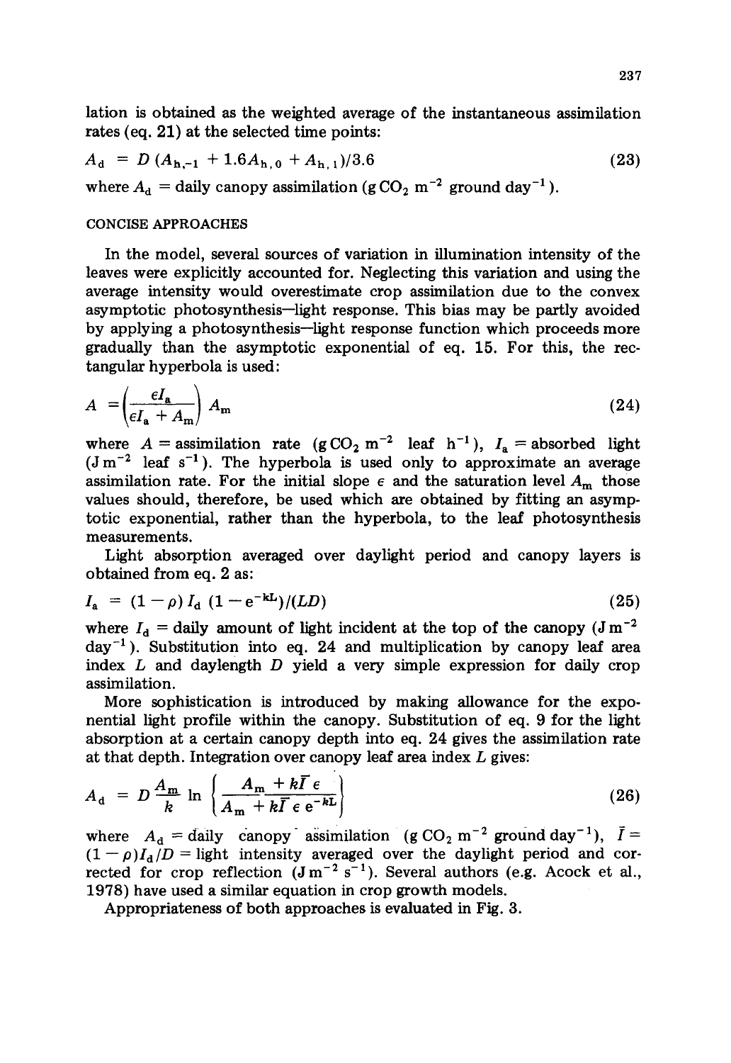lation is obtained as the weighted average of the instantaneous assimilation rates (eq. 21) at the selected time points:

$$A_d = D\,(A_{h,-1} + 1.6A_{h,0} + A_{h,1})/3.6 \tag{23}$$

where $A_d$ = daily canopy assimilation (g $CO_2$ $m^{-2}$ ground $day^{-1}$).

## CONCISE APPROACHES

In the model, several sources of variation in illumination intensity of the leaves were explicitly accounted for. Neglecting this variation and using the average intensity would overestimate crop assimilation due to the convex asymptotic photosynthesis—light response. This bias may be partly avoided by applying a photosynthesis—light response function which proceeds more gradually than the asymptotic exponential of eq. 15. For this, the rectangular hyperbola is used:

$$A = \left(\frac{\epsilon I_a}{\epsilon I_a + A_m}\right) A_m \tag{24}$$

where $A$ = assimilation rate (g $CO_2$ $m^{-2}$ leaf $h^{-1}$), $I_a$ = absorbed light (J $m^{-2}$ leaf $s^{-1}$). The hyperbola is used only to approximate an average assimilation rate. For the initial slope $\epsilon$ and the saturation level $A_m$ those values should, therefore, be used which are obtained by fitting an asymptotic exponential, rather than the hyperbola, to the leaf photosynthesis measurements.

Light absorption averaged over daylight period and canopy layers is obtained from eq. 2 as:

$$I_a = (1-\rho)\, I_d\, (1-e^{-kL})/(LD) \tag{25}$$

where $I_d$ = daily amount of light incident at the top of the canopy (J $m^{-2}$ $day^{-1}$). Substitution into eq. 24 and multiplication by canopy leaf area index $L$ and daylength $D$ yield a very simple expression for daily crop assimilation.

More sophistication is introduced by making allowance for the exponential light profile within the canopy. Substitution of eq. 9 for the light absorption at a certain canopy depth into eq. 24 gives the assimilation rate at that depth. Integration over canopy leaf area index $L$ gives:

$$A_d = D\,\frac{A_m}{k}\,\ln\left\{\frac{A_m + k\bar{I}\epsilon}{A_m + k\bar{I}\epsilon\, e^{-kL}}\right\} \tag{26}$$

where $A_d$ = daily canopy assimilation (g $CO_2$ $m^{-2}$ ground $day^{-1}$), $\bar{I} = (1-\rho)I_d/D$ = light intensity averaged over the daylight period and corrected for crop reflection (J $m^{-2}$ $s^{-1}$). Several authors (e.g. Acock et al., 1978) have used a similar equation in crop growth models.

Appropriateness of both approaches is evaluated in Fig. 3.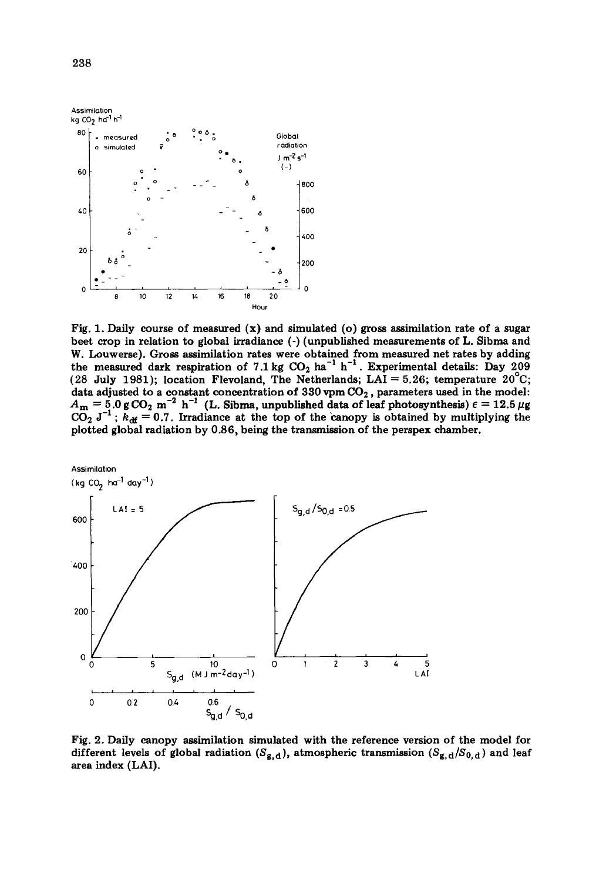Fig. 1. Daily course of measured (x) and simulated (o) gross assimilation rate of a sugar beet crop in relation to global irradiance (-) (unpublished measurements of L. Sibma and W. Louwerse). Gross assimilation rates were obtained from measured net rates by adding the measured dark respiration of 7.1 kg $CO_2$ $ha^{-1}$ $h^{-1}$. Experimental details: Day 209 (28 July 1981); location Flevoland, The Netherlands; LAI = 5.26; temperature 20°C; data adjusted to a constant concentration of 330 vpm $CO_2$, parameters used in the model: $A_m = 5.0$ g $CO_2$ $m^{-2}$ $h^{-1}$ (L. Sibma, unpublished data of leaf photosynthesis) $\epsilon = 12.5$ $\mu$g $CO_2$ $J^{-1}$; $k_{df} = 0.7$. Irradiance at the top of the canopy is obtained by multiplying the plotted global radiation by 0.86, being the transmission of the perspex chamber.

Fig. 2. Daily canopy assimilation simulated with the reference version of the model for different levels of global radiation ($S_{g,d}$), atmospheric transmission ($S_{g,d}/S_{0,d}$) and leaf area index (LAI).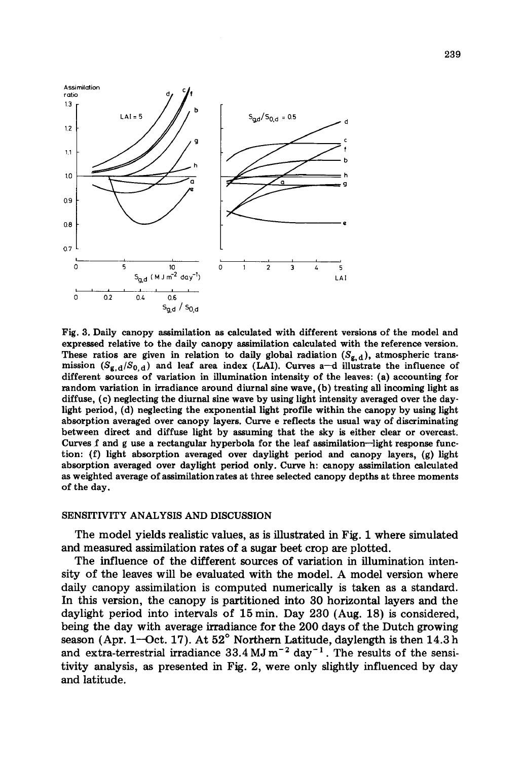Fig. 3. Daily canopy assimilation as calculated with different versions of the model and expressed relative to the daily canopy assimilation calculated with the reference version. These ratios are given in relation to daily global radiation ($S_{g,d}$), atmospheric transmission ($S_{g,d}/S_{0,d}$) and leaf area index (LAI). Curves a—d illustrate the influence of different sources of variation in illumination intensity of the leaves: (a) accounting for random variation in irradiance around diurnal sine wave, (b) treating all incoming light as diffuse, (c) neglecting the diurnal sine wave by using light intensity averaged over the daylight period, (d) neglecting the exponential light profile within the canopy by using light absorption averaged over canopy layers. Curve e reflects the usual way of discriminating between direct and diffuse light by assuming that the sky is either clear or overcast. Curves f and g use a rectangular hyperbola for the leaf assimilation—light response function: (f) light absorption averaged over daylight period and canopy layers, (g) light absorption averaged over daylight period only. Curve h: canopy assimilation calculated as weighted average of assimilation rates at three selected canopy depths at three moments of the day.

## SENSITIVITY ANALYSIS AND DISCUSSION

The model yields realistic values, as is illustrated in Fig. 1 where simulated and measured assimilation rates of a sugar beet crop are plotted.

The influence of the different sources of variation in illumination intensity of the leaves will be evaluated with the model. A model version where daily canopy assimilation is computed numerically is taken as a standard. In this version, the canopy is partitioned into 30 horizontal layers and the daylight period into intervals of 15 min. Day 230 (Aug. 18) is considered, being the day with average irradiance for the 200 days of the Dutch growing season (Apr. 1—Oct. 17). At 52° Northern Latitude, daylength is then 14.3 h and extra-terrestrial irradiance 33.4 MJ m$^{-2}$ day$^{-1}$. The results of the sensitivity analysis, as presented in Fig. 2, were only slightly influenced by day and latitude.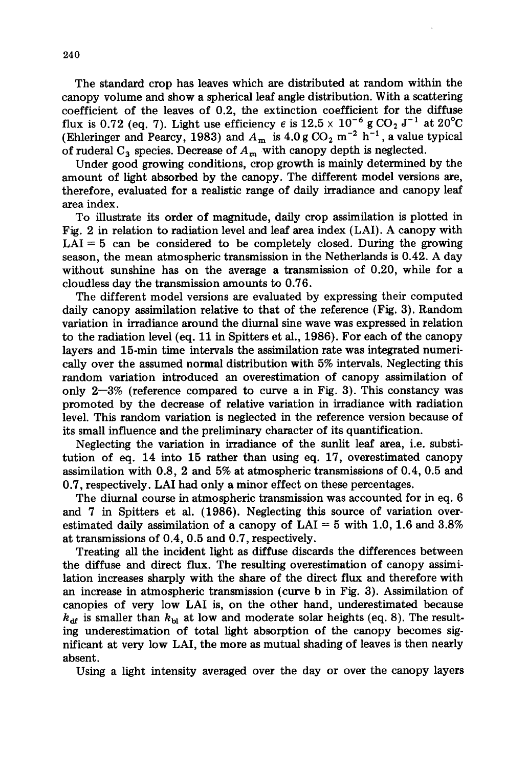The standard crop has leaves which are distributed at random within the canopy volume and show a spherical leaf angle distribution. With a scattering coefficient of the leaves of 0.2, the extinction coefficient for the diffuse flux is 0.72 (eq. 7). Light use efficiency $\epsilon$ is $12.5 \times 10^{-6}$ g $CO_2$ $J^{-1}$ at 20°C (Ehleringer and Pearcy, 1983) and $A_m$ is 4.0 g $CO_2$ $m^{-2}$ $h^{-1}$, a value typical of ruderal $C_3$ species. Decrease of $A_m$ with canopy depth is neglected.

Under good growing conditions, crop growth is mainly determined by the amount of light absorbed by the canopy. The different model versions are, therefore, evaluated for a realistic range of daily irradiance and canopy leaf area index.

To illustrate its order of magnitude, daily crop assimilation is plotted in Fig. 2 in relation to radiation level and leaf area index (LAI). A canopy with LAI = 5 can be considered to be completely closed. During the growing season, the mean atmospheric transmission in the Netherlands is 0.42. A day without sunshine has on the average a transmission of 0.20, while for a cloudless day the transmission amounts to 0.76.

The different model versions are evaluated by expressing their computed daily canopy assimilation relative to that of the reference (Fig. 3). Random variation in irradiance around the diurnal sine wave was expressed in relation to the radiation level (eq. 11 in Spitters et al., 1986). For each of the canopy layers and 15-min time intervals the assimilation rate was integrated numerically over the assumed normal distribution with 5% intervals. Neglecting this random variation introduced an overestimation of canopy assimilation of only 2—3% (reference compared to curve a in Fig. 3). This constancy was promoted by the decrease of relative variation in irradiance with radiation level. This random variation is neglected in the reference version because of its small influence and the preliminary character of its quantification.

Neglecting the variation in irradiance of the sunlit leaf area, i.e. substitution of eq. 14 into 15 rather than using eq. 17, overestimated canopy assimilation with 0.8, 2 and 5% at atmospheric transmissions of 0.4, 0.5 and 0.7, respectively. LAI had only a minor effect on these percentages.

The diurnal course in atmospheric transmission was accounted for in eq. 6 and 7 in Spitters et al. (1986). Neglecting this source of variation overestimated daily assimilation of a canopy of LAI = 5 with 1.0, 1.6 and 3.8% at transmissions of 0.4, 0.5 and 0.7, respectively.

Treating all the incident light as diffuse discards the differences between the diffuse and direct flux. The resulting overestimation of canopy assimilation increases sharply with the share of the direct flux and therefore with an increase in atmospheric transmission (curve b in Fig. 3). Assimilation of canopies of very low LAI is, on the other hand, underestimated because $k_{df}$ is smaller than $k_{bl}$ at low and moderate solar heights (eq. 8). The resulting underestimation of total light absorption of the canopy becomes significant at very low LAI, the more as mutual shading of leaves is then nearly absent.

Using a light intensity averaged over the day or over the canopy layers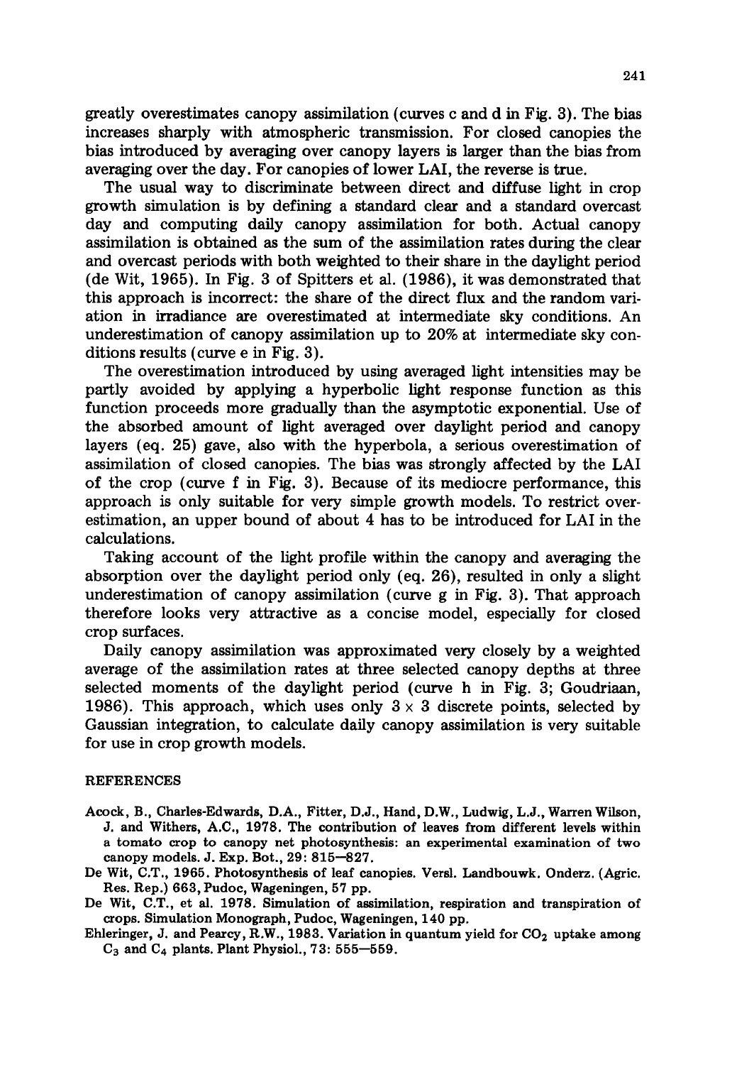greatly overestimates canopy assimilation (curves c and d in Fig. 3). The bias increases sharply with atmospheric transmission. For closed canopies the bias introduced by averaging over canopy layers is larger than the bias from averaging over the day. For canopies of lower LAI, the reverse is true.

The usual way to discriminate between direct and diffuse light in crop growth simulation is by defining a standard clear and a standard overcast day and computing daily canopy assimilation for both. Actual canopy assimilation is obtained as the sum of the assimilation rates during the clear and overcast periods with both weighted to their share in the daylight period (de Wit, 1965). In Fig. 3 of Spitters et al. (1986), it was demonstrated that this approach is incorrect: the share of the direct flux and the random variation in irradiance are overestimated at intermediate sky conditions. An underestimation of canopy assimilation up to 20% at intermediate sky conditions results (curve e in Fig. 3).

The overestimation introduced by using averaged light intensities may be partly avoided by applying a hyperbolic light response function as this function proceeds more gradually than the asymptotic exponential. Use of the absorbed amount of light averaged over daylight period and canopy layers (eq. 25) gave, also with the hyperbola, a serious overestimation of assimilation of closed canopies. The bias was strongly affected by the LAI of the crop (curve f in Fig. 3). Because of its mediocre performance, this approach is only suitable for very simple growth models. To restrict overestimation, an upper bound of about 4 has to be introduced for LAI in the calculations.

Taking account of the light profile within the canopy and averaging the absorption over the daylight period only (eq. 26), resulted in only a slight underestimation of canopy assimilation (curve g in Fig. 3). That approach therefore looks very attractive as a concise model, especially for closed crop surfaces.

Daily canopy assimilation was approximated very closely by a weighted average of the assimilation rates at three selected canopy depths at three selected moments of the daylight period (curve h in Fig. 3; Goudriaan, 1986). This approach, which uses only $3 \times 3$ discrete points, selected by Gaussian integration, to calculate daily canopy assimilation is very suitable for use in crop growth models.

## REFERENCES

Acock, B., Charles-Edwards, D.A., Fitter, D.J., Hand, D.W., Ludwig, L.J., Warren Wilson, J. and Withers, A.C., 1978. The contribution of leaves from different levels within a tomato crop to canopy net photosynthesis: an experimental examination of two canopy models. J. Exp. Bot., 29: 815–827.

De Wit, C.T., 1965. Photosynthesis of leaf canopies. Versl. Landbouwk. Onderz. (Agric. Res. Rep.) 663, Pudoc, Wageningen, 57 pp.

De Wit, C.T., et al. 1978. Simulation of assimilation, respiration and transpiration of crops. Simulation Monograph, Pudoc, Wageningen, 140 pp.

Ehleringer, J. and Pearcy, R.W., 1983. Variation in quantum yield for $CO_2$ uptake among $C_3$ and $C_4$ plants. Plant Physiol., 73: 555–559.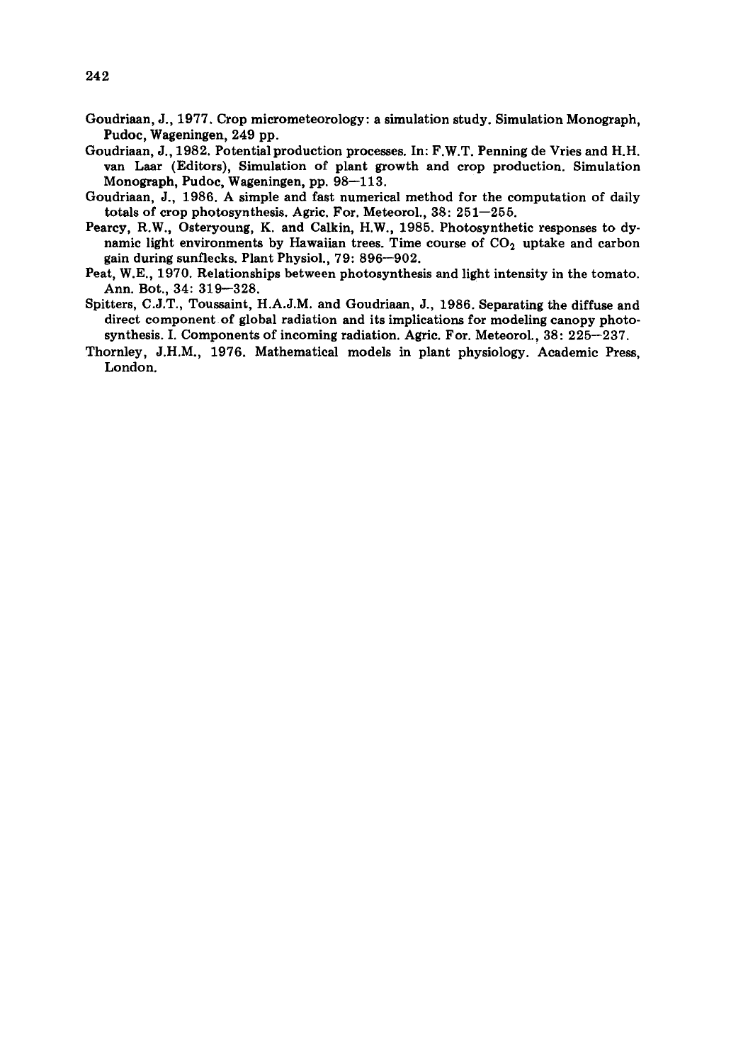Goudriaan, J., 1977. Crop micrometeorology: a simulation study. Simulation Monograph, Pudoc, Wageningen, 249 pp.

Goudriaan, J., 1982. Potential production processes. In: F.W.T. Penning de Vries and H.H. van Laar (Editors), Simulation of plant growth and crop production. Simulation Monograph, Pudoc, Wageningen, pp. 98–113.

Goudriaan, J., 1986. A simple and fast numerical method for the computation of daily totals of crop photosynthesis. Agric. For. Meteorol., 38: 251–255.

Pearcy, R.W., Osteryoung, K. and Calkin, H.W., 1985. Photosynthetic responses to dynamic light environments by Hawaiian trees. Time course of $CO_2$ uptake and carbon gain during sunflecks. Plant Physiol., 79: 896–902.

Peat, W.E., 1970. Relationships between photosynthesis and light intensity in the tomato. Ann. Bot., 34: 319–328.

Spitters, C.J.T., Toussaint, H.A.J.M. and Goudriaan, J., 1986. Separating the diffuse and direct component of global radiation and its implications for modeling canopy photosynthesis. I. Components of incoming radiation. Agric. For. Meteorol., 38: 225–237.

Thornley, J.H.M., 1976. Mathematical models in plant physiology. Academic Press, London.